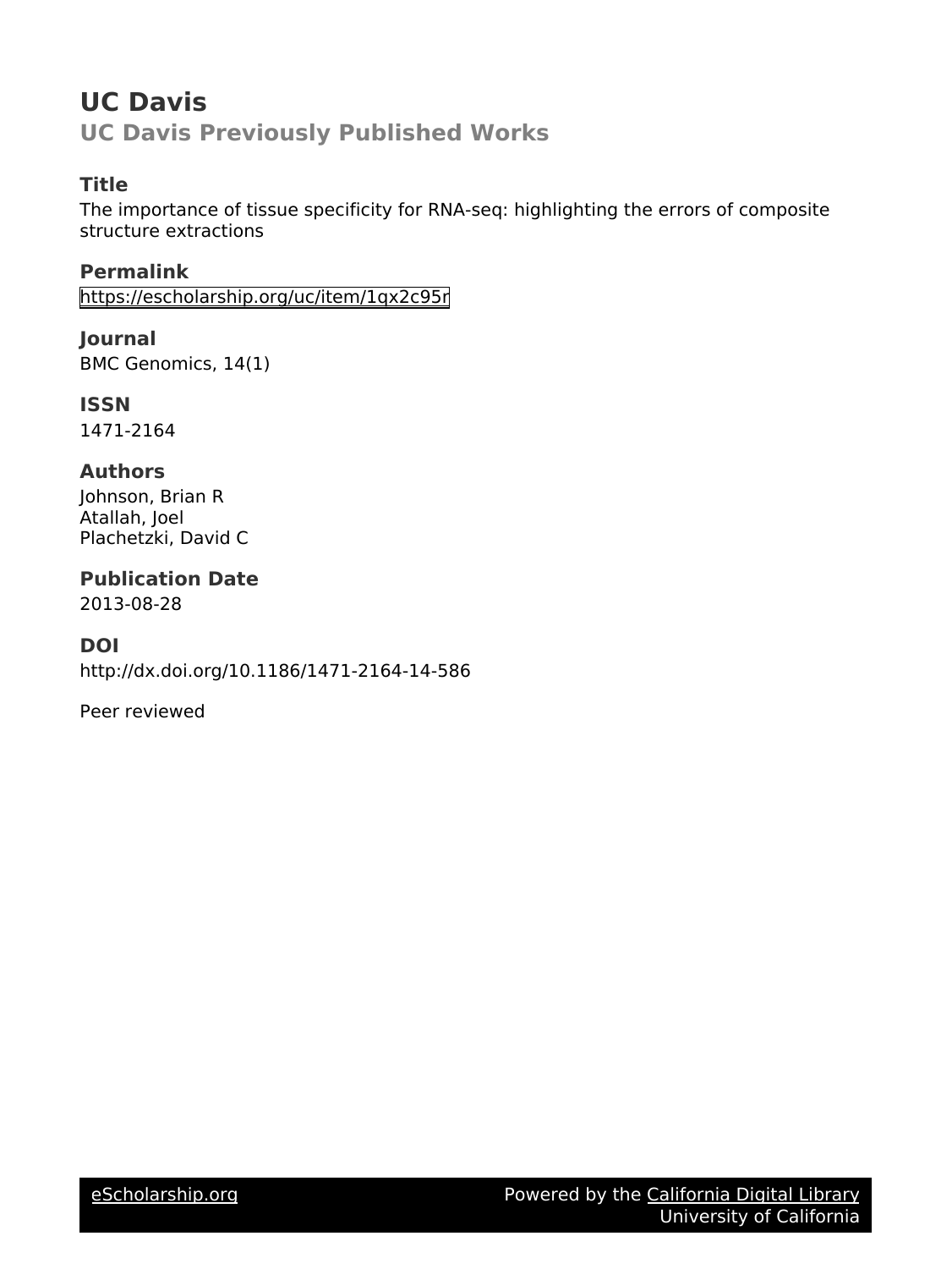# UC Davis

## UC Davis Previously Published Works

### Title

The importance of tissue specificity for RNA-seq: highlighting the errors of composite structure extractions

### Permalink

https://escholarship.org/uc/item/1qx2c95r

### Journal

BMC Genomics, 14(1)

### ISSN

1471-2164

### Authors

Johnson, Brian R
Atallah, Joel
Plachetzki, David C

### Publication Date

2013-08-28

### DOI

http://dx.doi.org/10.1186/1471-2164-14-586

Peer reviewed

eScholarship.org Powered by the California Digital Library University of California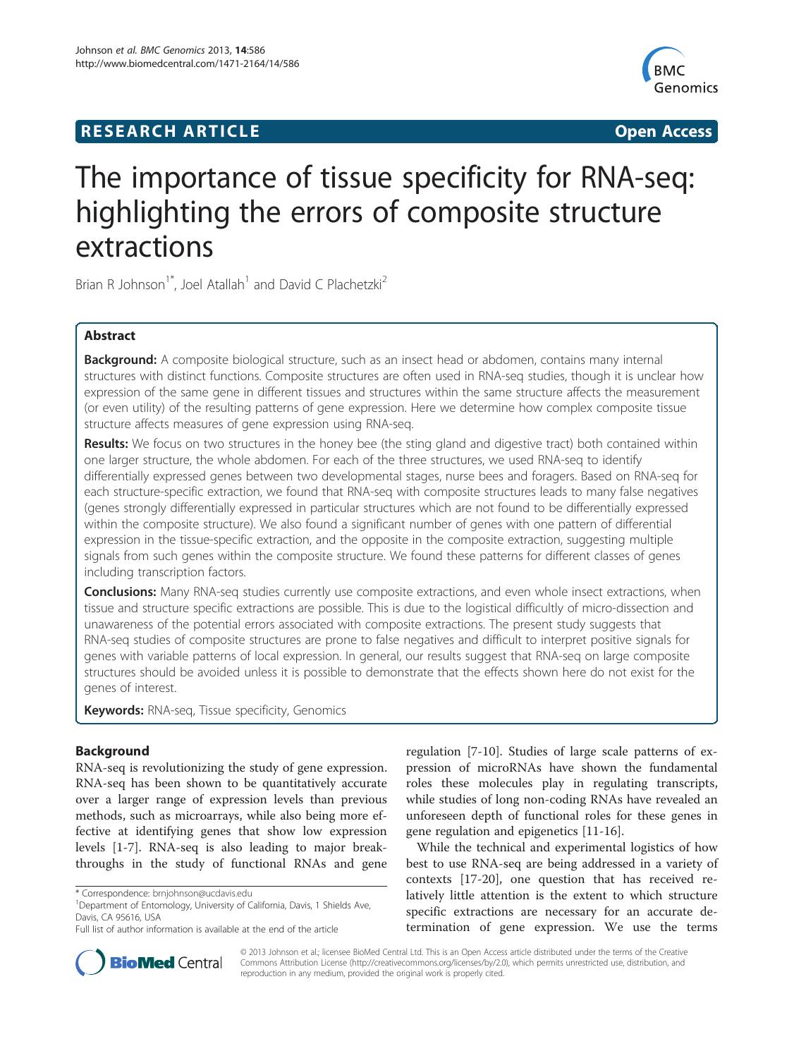# The importance of tissue specificity for RNA-seq: highlighting the errors of composite structure extractions

Brian R Johnson[1*], Joel Atallah[1] and David C Plachetzki[2]

## Abstract

**Background:** A composite biological structure, such as an insect head or abdomen, contains many internal structures with distinct functions. Composite structures are often used in RNA-seq studies, though it is unclear how expression of the same gene in different tissues and structures within the same structure affects the measurement (or even utility) of the resulting patterns of gene expression. Here we determine how complex composite tissue structure affects measures of gene expression using RNA-seq.

**Results:** We focus on two structures in the honey bee (the sting gland and digestive tract) both contained within one larger structure, the whole abdomen. For each of the three structures, we used RNA-seq to identify differentially expressed genes between two developmental stages, nurse bees and foragers. Based on RNA-seq for each structure-specific extraction, we found that RNA-seq with composite structures leads to many false negatives (genes strongly differentially expressed in particular structures which are not found to be differentially expressed within the composite structure). We also found a significant number of genes with one pattern of differential expression in the tissue-specific extraction, and the opposite in the composite extraction, suggesting multiple signals from such genes within the composite structure. We found these patterns for different classes of genes including transcription factors.

**Conclusions:** Many RNA-seq studies currently use composite extractions, and even whole insect extractions, when tissue and structure specific extractions are possible. This is due to the logistical difficultly of micro-dissection and unawareness of the potential errors associated with composite extractions. The present study suggests that RNA-seq studies of composite structures are prone to false negatives and difficult to interpret positive signals for genes with variable patterns of local expression. In general, our results suggest that RNA-seq on large composite structures should be avoided unless it is possible to demonstrate that the effects shown here do not exist for the genes of interest.

**Keywords:** RNA-seq, Tissue specificity, Genomics

## Background

RNA-seq is revolutionizing the study of gene expression. RNA-seq has been shown to be quantitatively accurate over a larger range of expression levels than previous methods, such as microarrays, while also being more effective at identifying genes that show low expression levels [1-7]. RNA-seq is also leading to major breakthroughs in the study of functional RNAs and gene regulation [7-10]. Studies of large scale patterns of expression of microRNAs have shown the fundamental roles these molecules play in regulating transcripts, while studies of long non-coding RNAs have revealed an unforeseen depth of functional roles for these genes in gene regulation and epigenetics [11-16].

While the technical and experimental logistics of how best to use RNA-seq are being addressed in a variety of contexts [17-20], one question that has received relatively little attention is the extent to which structure specific extractions are necessary for an accurate determination of gene expression. We use the terms

\* Correspondence: brnjohnson@ucdavis.edu
[1]Department of Entomology, University of California, Davis, 1 Shields Ave, Davis, CA 95616, USA
Full list of author information is available at the end of the article

© 2013 Johnson et al.; licensee BioMed Central Ltd. This is an Open Access article distributed under the terms of the Creative Commons Attribution License (http://creativecommons.org/licenses/by/2.0), which permits unrestricted use, distribution, and reproduction in any medium, provided the original work is properly cited.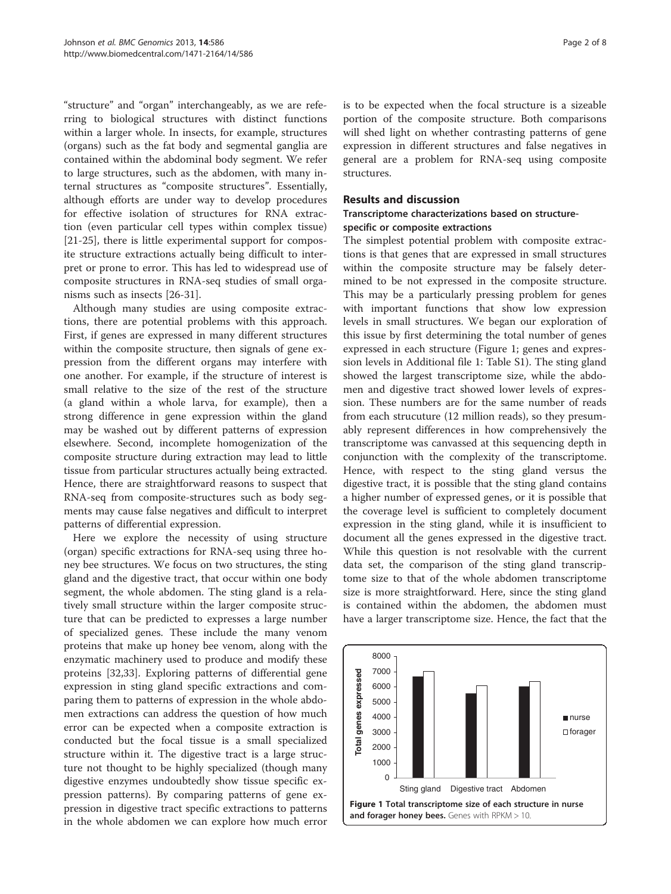"structure" and "organ" interchangeably, as we are referring to biological structures with distinct functions within a larger whole. In insects, for example, structures (organs) such as the fat body and segmental ganglia are contained within the abdominal body segment. We refer to large structures, such as the abdomen, with many internal structures as "composite structures". Essentially, although efforts are under way to develop procedures for effective isolation of structures for RNA extraction (even particular cell types within complex tissue) [21-25], there is little experimental support for composite structure extractions actually being difficult to interpret or prone to error. This has led to widespread use of composite structures in RNA-seq studies of small organisms such as insects [26-31].

Although many studies are using composite extractions, there are potential problems with this approach. First, if genes are expressed in many different structures within the composite structure, then signals of gene expression from the different organs may interfere with one another. For example, if the structure of interest is small relative to the size of the rest of the structure (a gland within a whole larva, for example), then a strong difference in gene expression within the gland may be washed out by different patterns of expression elsewhere. Second, incomplete homogenization of the composite structure during extraction may lead to little tissue from particular structures actually being extracted. Hence, there are straightforward reasons to suspect that RNA-seq from composite-structures such as body segments may cause false negatives and difficult to interpret patterns of differential expression.

Here we explore the necessity of using structure (organ) specific extractions for RNA-seq using three honey bee structures. We focus on two structures, the sting gland and the digestive tract, that occur within one body segment, the whole abdomen. The sting gland is a relatively small structure within the larger composite structure that can be predicted to expresses a large number of specialized genes. These include the many venom proteins that make up honey bee venom, along with the enzymatic machinery used to produce and modify these proteins [32,33]. Exploring patterns of differential gene expression in sting gland specific extractions and comparing them to patterns of expression in the whole abdomen extractions can address the question of how much error can be expected when a composite extraction is conducted but the focal tissue is a small specialized structure within it. The digestive tract is a large structure not thought to be highly specialized (though many digestive enzymes undoubtedly show tissue specific expression patterns). By comparing patterns of gene expression in digestive tract specific extractions to patterns in the whole abdomen we can explore how much error is to be expected when the focal structure is a sizeable portion of the composite structure. Both comparisons will shed light on whether contrasting patterns of gene expression in different structures and false negatives in general are a problem for RNA-seq using composite structures.

## Results and discussion

### Transcriptome characterizations based on structure-specific or composite extractions

The simplest potential problem with composite extractions is that genes that are expressed in small structures within the composite structure may be falsely determined to be not expressed in the composite structure. This may be a particularly pressing problem for genes with important functions that show low expression levels in small structures. We began our exploration of this issue by first determining the total number of genes expressed in each structure (Figure 1; genes and expression levels in Additional file 1: Table S1). The sting gland showed the largest transcriptome size, while the abdomen and digestive tract showed lower levels of expression. These numbers are for the same number of reads from each strucuture (12 million reads), so they presumably represent differences in how comprehensively the transcriptome was canvassed at this sequencing depth in conjunction with the complexity of the transcriptome. Hence, with respect to the sting gland versus the digestive tract, it is possible that the sting gland contains a higher number of expressed genes, or it is possible that the coverage level is sufficient to completely document expression in the sting gland, while it is insufficient to document all the genes expressed in the digestive tract. While this question is not resolvable with the current data set, the comparison of the sting gland transcriptome size to that of the whole abdomen transcriptome size is more straightforward. Here, since the sting gland is contained within the abdomen, the abdomen must have a larger transcriptome size. Hence, the fact that the

**Figure 1 Total transcriptome size of each structure in nurse and forager honey bees.** Genes with RPKM > 10.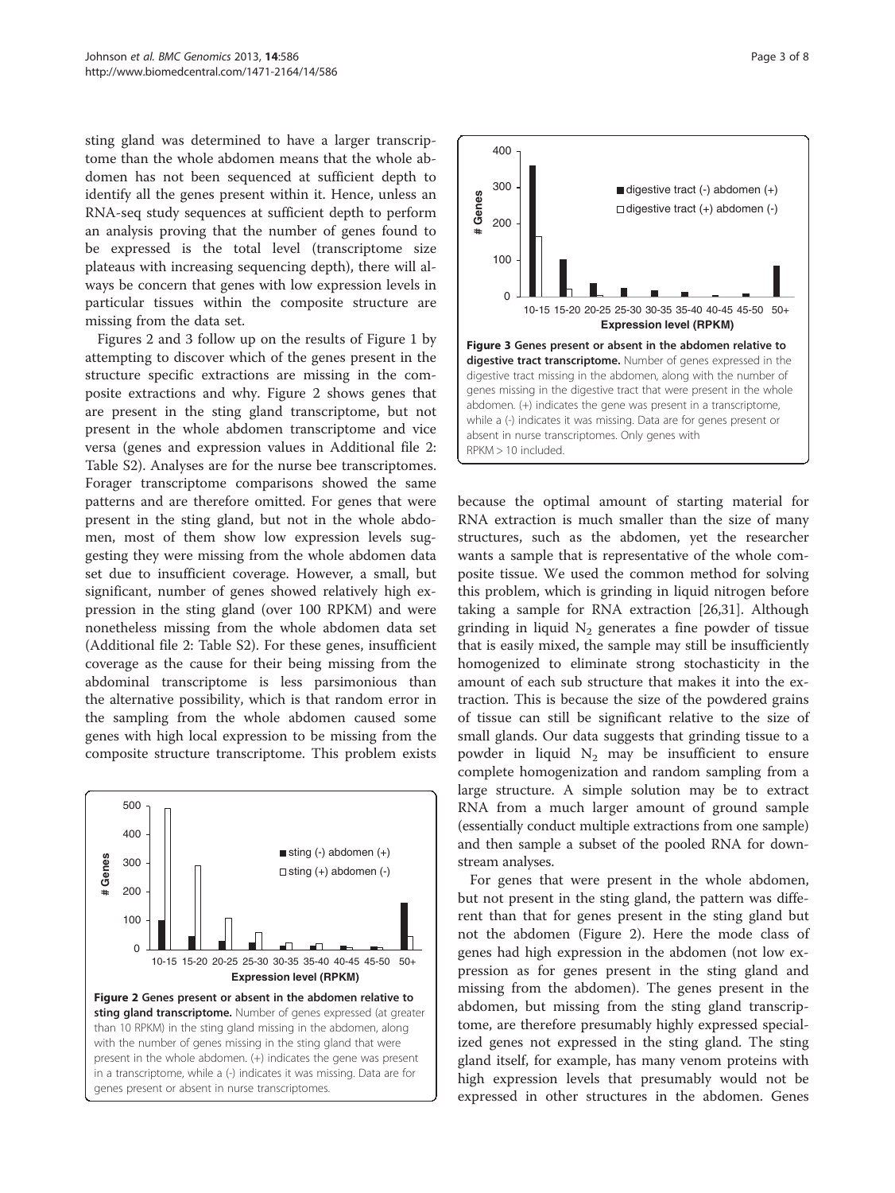sting gland was determined to have a larger transcriptome than the whole abdomen means that the whole abdomen has not been sequenced at sufficient depth to identify all the genes present within it. Hence, unless an RNA-seq study sequences at sufficient depth to perform an analysis proving that the number of genes found to be expressed is the total level (transcriptome size plateaus with increasing sequencing depth), there will always be concern that genes with low expression levels in particular tissues within the composite structure are missing from the data set.

Figures 2 and 3 follow up on the results of Figure 1 by attempting to discover which of the genes present in the structure specific extractions are missing in the composite extractions and why. Figure 2 shows genes that are present in the sting gland transcriptome, but not present in the whole abdomen transcriptome and vice versa (genes and expression values in Additional file 2: Table S2). Analyses are for the nurse bee transcriptomes. Forager transcriptome comparisons showed the same patterns and are therefore omitted. For genes that were present in the sting gland, but not in the whole abdomen, most of them show low expression levels suggesting they were missing from the whole abdomen data set due to insufficient coverage. However, a small, but significant, number of genes showed relatively high expression in the sting gland (over 100 RPKM) and were nonetheless missing from the whole abdomen data set (Additional file 2: Table S2). For these genes, insufficient coverage as the cause for their being missing from the abdominal transcriptome is less parsimonious than the alternative possibility, which is that random error in the sampling from the whole abdomen caused some genes with high local expression to be missing from the composite structure transcriptome. This problem exists because the optimal amount of starting material for RNA extraction is much smaller than the size of many structures, such as the abdomen, yet the researcher wants a sample that is representative of the whole composite tissue. We used the common method for solving this problem, which is grinding in liquid nitrogen before taking a sample for RNA extraction [26,31]. Although grinding in liquid $N_2$ generates a fine powder of tissue that is easily mixed, the sample may still be insufficiently homogenized to eliminate strong stochasticity in the amount of each sub structure that makes it into the extraction. This is because the size of the powdered grains of tissue can still be significant relative to the size of small glands. Our data suggests that grinding tissue to a powder in liquid $N_2$ may be insufficient to ensure complete homogenization and random sampling from a large structure. A simple solution may be to extract RNA from a much larger amount of ground sample (essentially conduct multiple extractions from one sample) and then sample a subset of the pooled RNA for downstream analyses.

**Figure 2 Genes present or absent in the abdomen relative to sting gland transcriptome.** Number of genes expressed (at greater than 10 RPKM) in the sting gland missing in the abdomen, along with the number of genes missing in the sting gland that were present in the whole abdomen. (+) indicates the gene was present in a transcriptome, while a (-) indicates it was missing. Data are for genes present or absent in nurse transcriptomes.

**Figure 3 Genes present or absent in the abdomen relative to digestive tract transcriptome.** Number of genes expressed in the digestive tract missing in the abdomen, along with the number of genes missing in the digestive tract that were present in the whole abdomen. (+) indicates the gene was present in a transcriptome, while a (-) indicates it was missing. Data are for genes present or absent in nurse transcriptomes. Only genes with RPKM > 10 included.

For genes that were present in the whole abdomen, but not present in the sting gland, the pattern was different than that for genes present in the sting gland but not the abdomen (Figure 2). Here the mode class of genes had high expression in the abdomen (not low expression as for genes present in the sting gland and missing from the abdomen). The genes present in the abdomen, but missing from the sting gland transcriptome, are therefore presumably highly expressed specialized genes not expressed in the sting gland. The sting gland itself, for example, has many venom proteins with high expression levels that presumably would not be expressed in other structures in the abdomen. Genes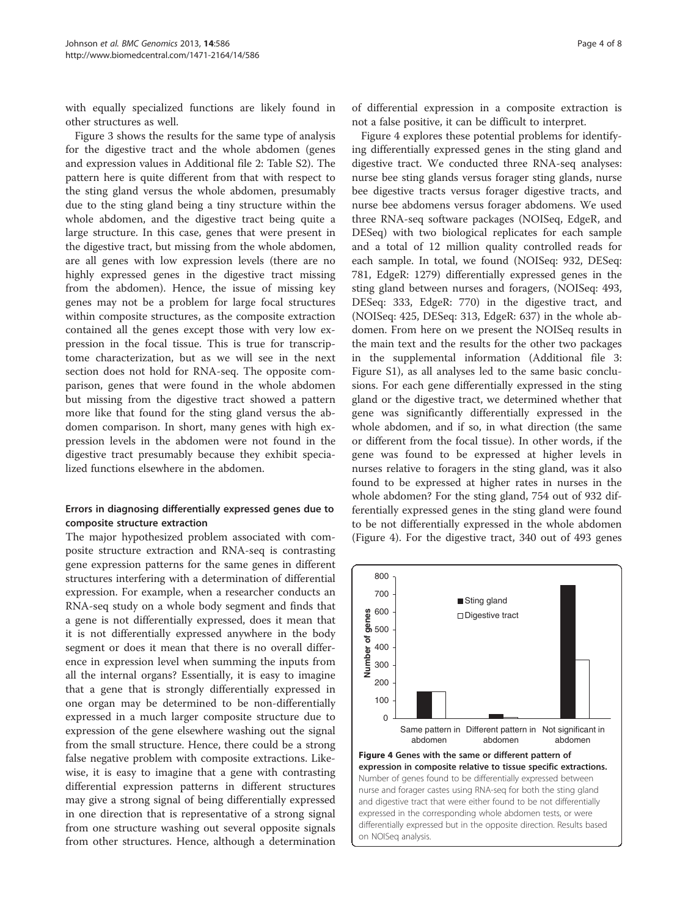with equally specialized functions are likely found in other structures as well.

Figure 3 shows the results for the same type of analysis for the digestive tract and the whole abdomen (genes and expression values in Additional file 2: Table S2). The pattern here is quite different from that with respect to the sting gland versus the whole abdomen, presumably due to the sting gland being a tiny structure within the whole abdomen, and the digestive tract being quite a large structure. In this case, genes that were present in the digestive tract, but missing from the whole abdomen, are all genes with low expression levels (there are no highly expressed genes in the digestive tract missing from the abdomen). Hence, the issue of missing key genes may not be a problem for large focal structures within composite structures, as the composite extraction contained all the genes except those with very low expression in the focal tissue. This is true for transcriptome characterization, but as we will see in the next section does not hold for RNA-seq. The opposite comparison, genes that were found in the whole abdomen but missing from the digestive tract showed a pattern more like that found for the sting gland versus the abdomen comparison. In short, many genes with high expression levels in the abdomen were not found in the digestive tract presumably because they exhibit specialized functions elsewhere in the abdomen.

### Errors in diagnosing differentially expressed genes due to composite structure extraction

The major hypothesized problem associated with composite structure extraction and RNA-seq is contrasting gene expression patterns for the same genes in different structures interfering with a determination of differential expression. For example, when a researcher conducts an RNA-seq study on a whole body segment and finds that a gene is not differentially expressed, does it mean that it is not differentially expressed anywhere in the body segment or does it mean that there is no overall difference in expression level when summing the inputs from all the internal organs? Essentially, it is easy to imagine that a gene that is strongly differentially expressed in one organ may be determined to be non-differentially expressed in a much larger composite structure due to expression of the gene elsewhere washing out the signal from the small structure. Hence, there could be a strong false negative problem with composite extractions. Likewise, it is easy to imagine that a gene with contrasting differential expression patterns in different structures may give a strong signal of being differentially expressed in one direction that is representative of a strong signal from one structure washing out several opposite signals from other structures. Hence, although a determination of differential expression in a composite extraction is not a false positive, it can be difficult to interpret.

Figure 4 explores these potential problems for identifying differentially expressed genes in the sting gland and digestive tract. We conducted three RNA-seq analyses: nurse bee sting glands versus forager sting glands, nurse bee digestive tracts versus forager digestive tracts, and nurse bee abdomens versus forager abdomens. We used three RNA-seq software packages (NOISeq, EdgeR, and DESeq) with two biological replicates for each sample and a total of 12 million quality controlled reads for each sample. In total, we found (NOISeq: 932, DESeq: 781, EdgeR: 1279) differentially expressed genes in the sting gland between nurses and foragers, (NOISeq: 493, DESeq: 333, EdgeR: 770) in the digestive tract, and (NOISeq: 425, DESeq: 313, EdgeR: 637) in the whole abdomen. From here on we present the NOISeq results in the main text and the results for the other two packages in the supplemental information (Additional file 3: Figure S1), as all analyses led to the same basic conclusions. For each gene differentially expressed in the sting gland or the digestive tract, we determined whether that gene was significantly differentially expressed in the whole abdomen, and if so, in what direction (the same or different from the focal tissue). In other words, if the gene was found to be expressed at higher levels in nurses relative to foragers in the sting gland, was it also found to be expressed at higher rates in nurses in the whole abdomen? For the sting gland, 754 out of 932 differentially expressed genes in the sting gland were found to be not differentially expressed in the whole abdomen (Figure 4). For the digestive tract, 340 out of 493 genes

**Figure 4 Genes with the same or different pattern of expression in composite relative to tissue specific extractions.** Number of genes found to be differentially expressed between nurse and forager castes using RNA-seq for both the sting gland and digestive tract that were either found to be not differentially expressed in the corresponding whole abdomen tests, or were differentially expressed but in the opposite direction. Results based on NOISeq analysis.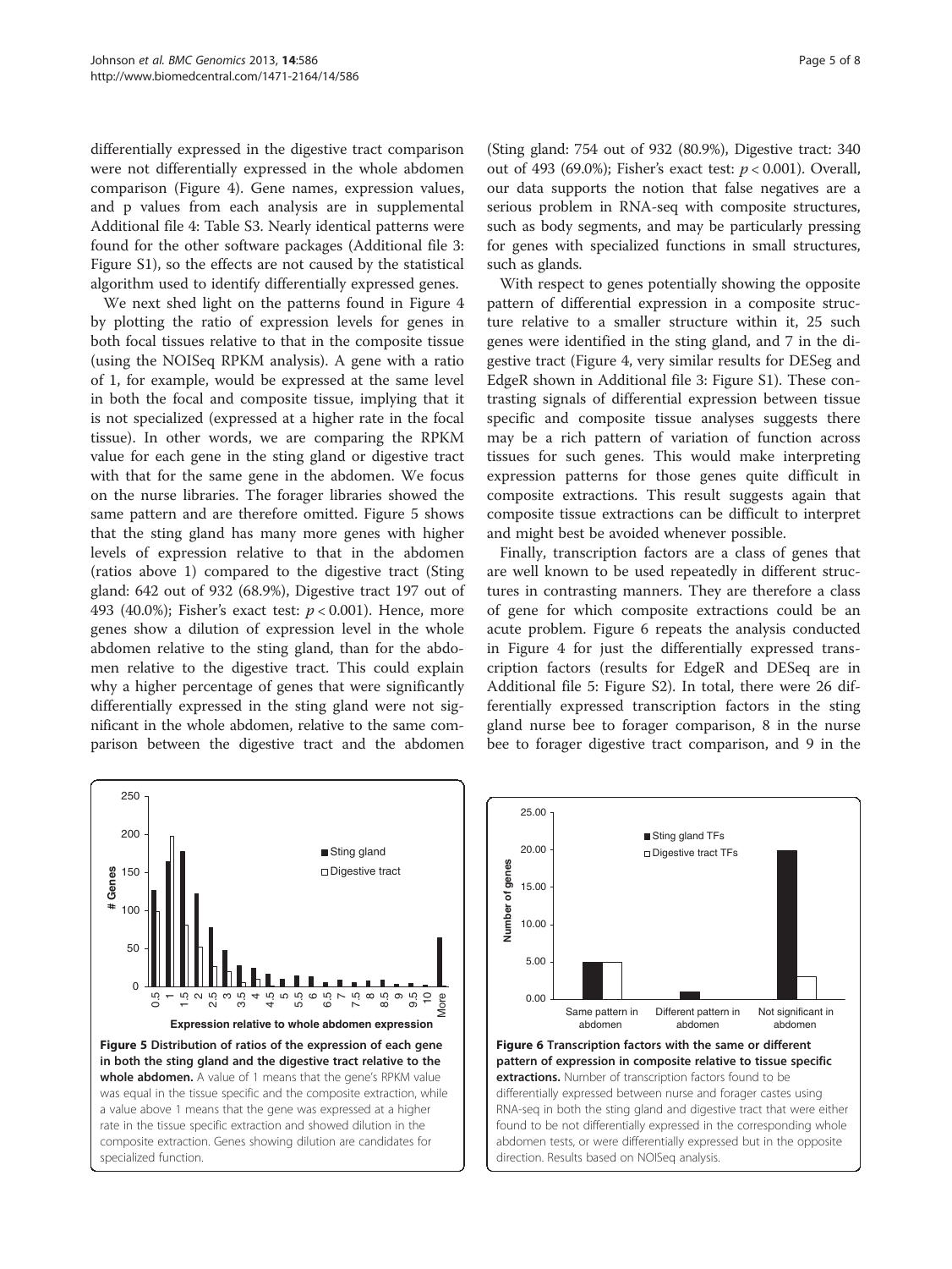differentially expressed in the digestive tract comparison were not differentially expressed in the whole abdomen comparison (Figure 4). Gene names, expression values, and p values from each analysis are in supplemental Additional file 4: Table S3. Nearly identical patterns were found for the other software packages (Additional file 3: Figure S1), so the effects are not caused by the statistical algorithm used to identify differentially expressed genes.

We next shed light on the patterns found in Figure 4 by plotting the ratio of expression levels for genes in both focal tissues relative to that in the composite tissue (using the NOISeq RPKM analysis). A gene with a ratio of 1, for example, would be expressed at the same level in both the focal and composite tissue, implying that it is not specialized (expressed at a higher rate in the focal tissue). In other words, we are comparing the RPKM value for each gene in the sting gland or digestive tract with that for the same gene in the abdomen. We focus on the nurse libraries. The forager libraries showed the same pattern and are therefore omitted. Figure 5 shows that the sting gland has many more genes with higher levels of expression relative to that in the abdomen (ratios above 1) compared to the digestive tract (Sting gland: 642 out of 932 (68.9%), Digestive tract 197 out of 493 (40.0%); Fisher's exact test: $p < 0.001$). Hence, more genes show a dilution of expression level in the whole abdomen relative to the sting gland, than for the abdomen relative to the digestive tract. This could explain why a higher percentage of genes that were significantly differentially expressed in the sting gland were not significant in the whole abdomen, relative to the same comparison between the digestive tract and the abdomen (Sting gland: 754 out of 932 (80.9%), Digestive tract: 340 out of 493 (69.0%); Fisher's exact test: $p < 0.001$). Overall, our data supports the notion that false negatives are a serious problem in RNA-seq with composite structures, such as body segments, and may be particularly pressing for genes with specialized functions in small structures, such as glands.

With respect to genes potentially showing the opposite pattern of differential expression in a composite structure relative to a smaller structure within it, 25 such genes were identified in the sting gland, and 7 in the digestive tract (Figure 4, very similar results for DESeg and EdgeR shown in Additional file 3: Figure S1). These contrasting signals of differential expression between tissue specific and composite tissue analyses suggests there may be a rich pattern of variation of function across tissues for such genes. This would make interpreting expression patterns for those genes quite difficult in composite extractions. This result suggests again that composite tissue extractions can be difficult to interpret and might best be avoided whenever possible.

Finally, transcription factors are a class of genes that are well known to be used repeatedly in different structures in contrasting manners. They are therefore a class of gene for which composite extractions could be an acute problem. Figure 6 repeats the analysis conducted in Figure 4 for just the differentially expressed transcription factors (results for EdgeR and DESeq are in Additional file 5: Figure S2). In total, there were 26 differentially expressed transcription factors in the sting gland nurse bee to forager comparison, 8 in the nurse bee to forager digestive tract comparison, and 9 in the

**Figure 5 Distribution of ratios of the expression of each gene in both the sting gland and the digestive tract relative to the whole abdomen.** A value of 1 means that the gene's RPKM value was equal in the tissue specific and the composite extraction, while a value above 1 means that the gene was expressed at a higher rate in the tissue specific extraction and showed dilution in the composite extraction. Genes showing dilution are candidates for specialized function.

**Figure 6 Transcription factors with the same or different pattern of expression in composite relative to tissue specific extractions.** Number of transcription factors found to be differentially expressed between nurse and forager castes using RNA-seq in both the sting gland and digestive tract that were either found to be not differentially expressed in the corresponding whole abdomen tests, or were differentially expressed but in the opposite direction. Results based on NOISeq analysis.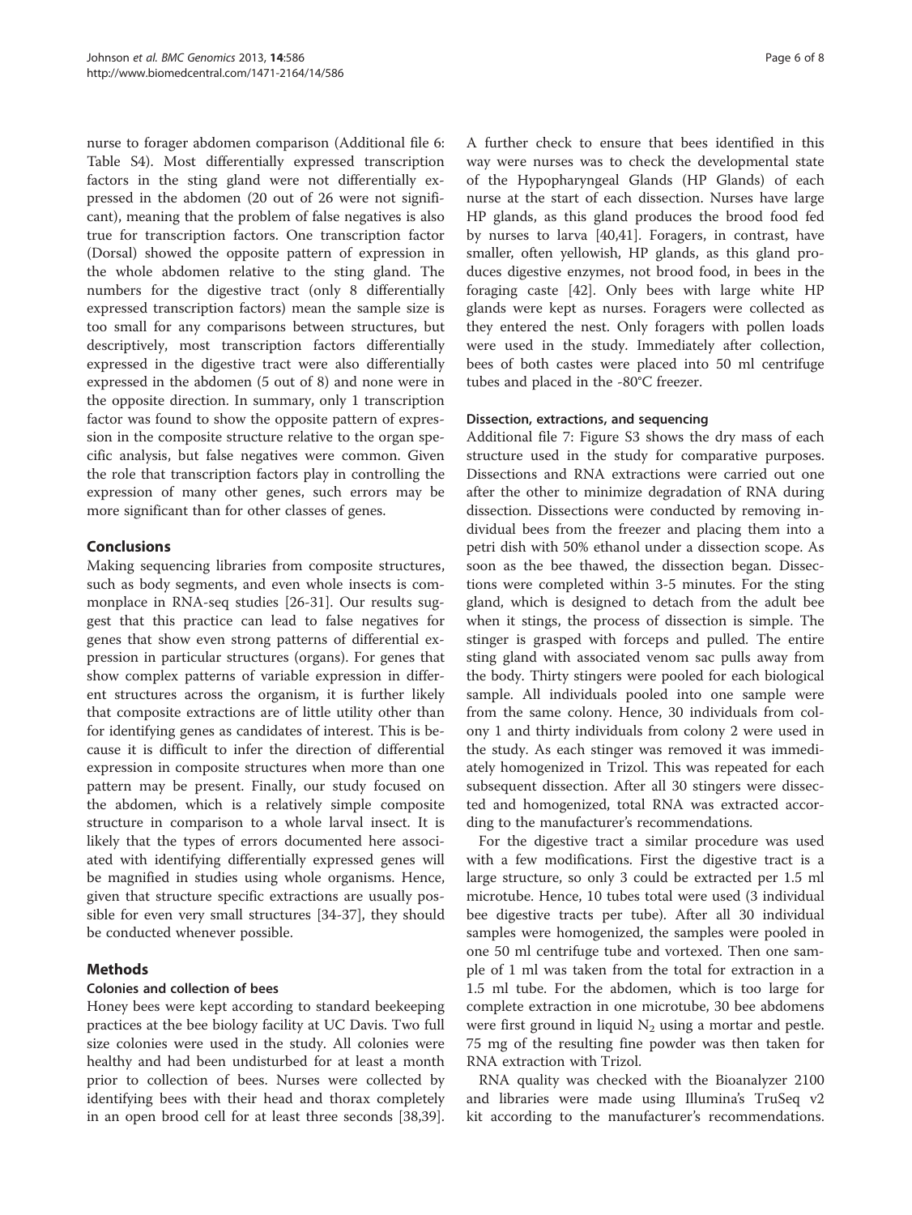nurse to forager abdomen comparison (Additional file 6: Table S4). Most differentially expressed transcription factors in the sting gland were not differentially expressed in the abdomen (20 out of 26 were not significant), meaning that the problem of false negatives is also true for transcription factors. One transcription factor (Dorsal) showed the opposite pattern of expression in the whole abdomen relative to the sting gland. The numbers for the digestive tract (only 8 differentially expressed transcription factors) mean the sample size is too small for any comparisons between structures, but descriptively, most transcription factors differentially expressed in the digestive tract were also differentially expressed in the abdomen (5 out of 8) and none were in the opposite direction. In summary, only 1 transcription factor was found to show the opposite pattern of expression in the composite structure relative to the organ specific analysis, but false negatives were common. Given the role that transcription factors play in controlling the expression of many other genes, such errors may be more significant than for other classes of genes.

## Conclusions

Making sequencing libraries from composite structures, such as body segments, and even whole insects is commonplace in RNA-seq studies [26-31]. Our results suggest that this practice can lead to false negatives for genes that show even strong patterns of differential expression in particular structures (organs). For genes that show complex patterns of variable expression in different structures across the organism, it is further likely that composite extractions are of little utility other than for identifying genes as candidates of interest. This is because it is difficult to infer the direction of differential expression in composite structures when more than one pattern may be present. Finally, our study focused on the abdomen, which is a relatively simple composite structure in comparison to a whole larval insect. It is likely that the types of errors documented here associated with identifying differentially expressed genes will be magnified in studies using whole organisms. Hence, given that structure specific extractions are usually possible for even very small structures [34-37], they should be conducted whenever possible.

## Methods

### Colonies and collection of bees

Honey bees were kept according to standard beekeeping practices at the bee biology facility at UC Davis. Two full size colonies were used in the study. All colonies were healthy and had been undisturbed for at least a month prior to collection of bees. Nurses were collected by identifying bees with their head and thorax completely in an open brood cell for at least three seconds [38,39]. A further check to ensure that bees identified in this way were nurses was to check the developmental state of the Hypopharyngeal Glands (HP Glands) of each nurse at the start of each dissection. Nurses have large HP glands, as this gland produces the brood food fed by nurses to larva [40,41]. Foragers, in contrast, have smaller, often yellowish, HP glands, as this gland produces digestive enzymes, not brood food, in bees in the foraging caste [42]. Only bees with large white HP glands were kept as nurses. Foragers were collected as they entered the nest. Only foragers with pollen loads were used in the study. Immediately after collection, bees of both castes were placed into 50 ml centrifuge tubes and placed in the -80°C freezer.

### Dissection, extractions, and sequencing

Additional file 7: Figure S3 shows the dry mass of each structure used in the study for comparative purposes. Dissections and RNA extractions were carried out one after the other to minimize degradation of RNA during dissection. Dissections were conducted by removing individual bees from the freezer and placing them into a petri dish with 50% ethanol under a dissection scope. As soon as the bee thawed, the dissection began. Dissections were completed within 3-5 minutes. For the sting gland, which is designed to detach from the adult bee when it stings, the process of dissection is simple. The stinger is grasped with forceps and pulled. The entire sting gland with associated venom sac pulls away from the body. Thirty stingers were pooled for each biological sample. All individuals pooled into one sample were from the same colony. Hence, 30 individuals from colony 1 and thirty individuals from colony 2 were used in the study. As each stinger was removed it was immediately homogenized in Trizol. This was repeated for each subsequent dissection. After all 30 stingers were dissected and homogenized, total RNA was extracted according to the manufacturer's recommendations.

For the digestive tract a similar procedure was used with a few modifications. First the digestive tract is a large structure, so only 3 could be extracted per 1.5 ml microtube. Hence, 10 tubes total were used (3 individual bee digestive tracts per tube). After all 30 individual samples were homogenized, the samples were pooled in one 50 ml centrifuge tube and vortexed. Then one sample of 1 ml was taken from the total for extraction in a 1.5 ml tube. For the abdomen, which is too large for complete extraction in one microtube, 30 bee abdomens were first ground in liquid $N_2$ using a mortar and pestle. 75 mg of the resulting fine powder was then taken for RNA extraction with Trizol.

RNA quality was checked with the Bioanalyzer 2100 and libraries were made using Illumina's TruSeq v2 kit according to the manufacturer's recommendations.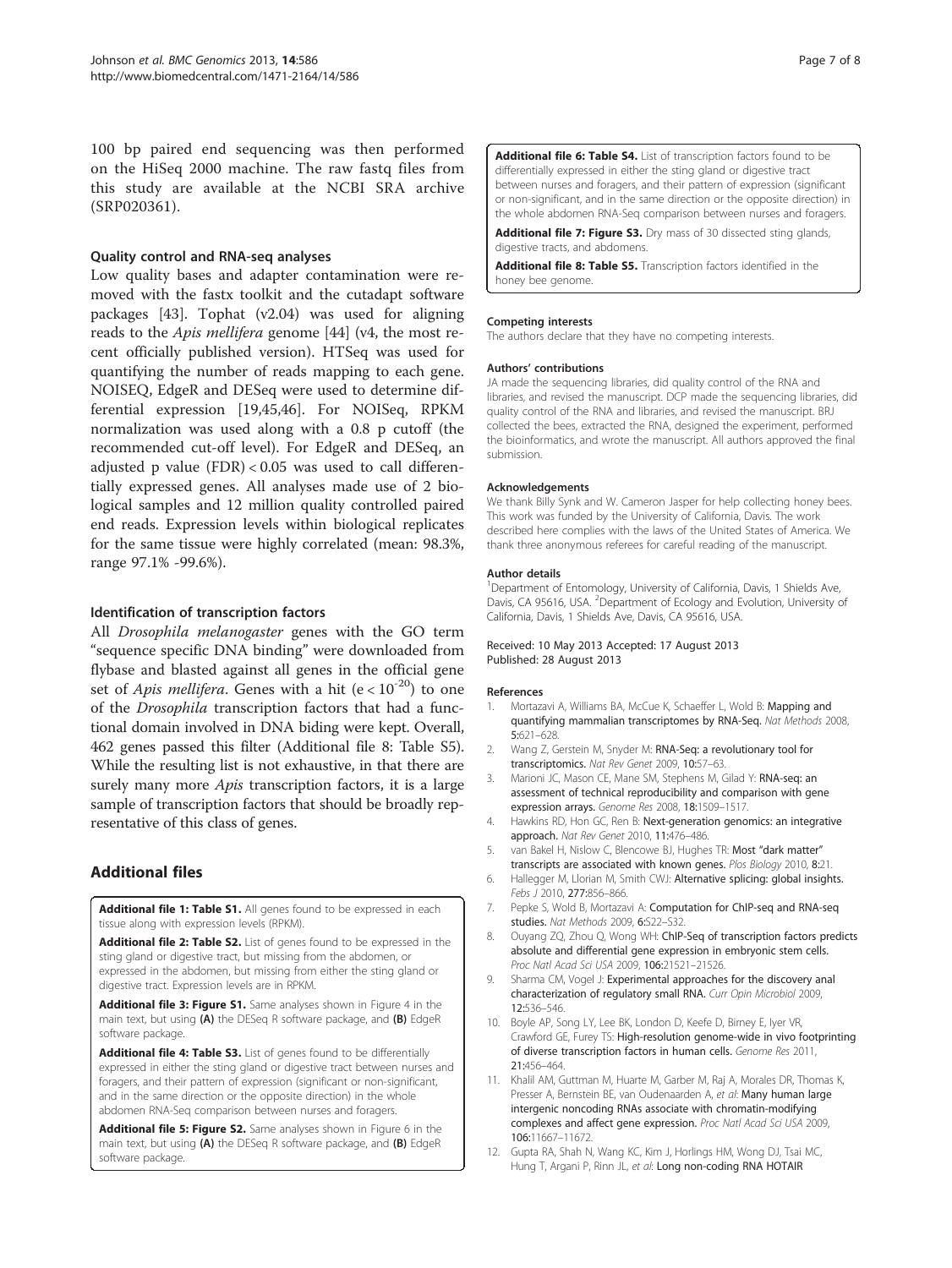100 bp paired end sequencing was then performed on the HiSeq 2000 machine. The raw fastq files from this study are available at the NCBI SRA archive (SRP020361).

### Quality control and RNA-seq analyses

Low quality bases and adapter contamination were removed with the fastx toolkit and the cutadapt software packages [43]. Tophat (v2.04) was used for aligning reads to the *Apis mellifera* genome [44] (v4, the most recent officially published version). HTSeq was used for quantifying the number of reads mapping to each gene. NOISEQ, EdgeR and DESeq were used to determine differential expression [19,45,46]. For NOISeq, RPKM normalization was used along with a 0.8 p cutoff (the recommended cut-off level). For EdgeR and DESeq, an adjusted p value (FDR) < 0.05 was used to call differentially expressed genes. All analyses made use of 2 biological samples and 12 million quality controlled paired end reads. Expression levels within biological replicates for the same tissue were highly correlated (mean: 98.3%, range 97.1% -99.6%).

### Identification of transcription factors

All *Drosophila melanogaster* genes with the GO term "sequence specific DNA binding" were downloaded from flybase and blasted against all genes in the official gene set of *Apis mellifera*. Genes with a hit ($e < 10^{-20}$) to one of the *Drosophila* transcription factors that had a functional domain involved in DNA biding were kept. Overall, 462 genes passed this filter (Additional file 8: Table S5). While the resulting list is not exhaustive, in that there are surely many more *Apis* transcription factors, it is a large sample of transcription factors that should be broadly representative of this class of genes.

## Additional files

**Additional file 1: Table S1.** All genes found to be expressed in each tissue along with expression levels (RPKM).

**Additional file 2: Table S2.** List of genes found to be expressed in the sting gland or digestive tract, but missing from the abdomen, or expressed in the abdomen, but missing from either the sting gland or digestive tract. Expression levels are in RPKM.

**Additional file 3: Figure S1.** Same analyses shown in Figure 4 in the main text, but using **(A)** the DESeq R software package, and **(B)** EdgeR software package.

**Additional file 4: Table S3.** List of genes found to be differentially expressed in either the sting gland or digestive tract between nurses and foragers, and their pattern of expression (significant or non-significant, and in the same direction or the opposite direction) in the whole abdomen RNA-Seq comparison between nurses and foragers.

**Additional file 5: Figure S2.** Same analyses shown in Figure 6 in the main text, but using **(A)** the DESeq R software package, and **(B)** EdgeR software package.

**Additional file 6: Table S4.** List of transcription factors found to be differentially expressed in either the sting gland or digestive tract between nurses and foragers, and their pattern of expression (significant or non-significant, and in the same direction or the opposite direction) in the whole abdomen RNA-Seq comparison between nurses and foragers.

**Additional file 7: Figure S3.** Dry mass of 30 dissected sting glands, digestive tracts, and abdomens.

**Additional file 8: Table S5.** Transcription factors identified in the honey bee genome.

#### Competing interests

The authors declare that they have no competing interests.

#### Authors' contributions

JA made the sequencing libraries, did quality control of the RNA and libraries, and revised the manuscript. DCP made the sequencing libraries, did quality control of the RNA and libraries, and revised the manuscript. BRJ collected the bees, extracted the RNA, designed the experiment, performed the bioinformatics, and wrote the manuscript. All authors approved the final submission.

#### Acknowledgements

We thank Billy Synk and W. Cameron Jasper for help collecting honey bees. This work was funded by the University of California, Davis. The work described here complies with the laws of the United States of America. We thank three anonymous referees for careful reading of the manuscript.

#### Author details

[1]Department of Entomology, University of California, Davis, 1 Shields Ave, Davis, CA 95616, USA. [2]Department of Ecology and Evolution, University of California, Davis, 1 Shields Ave, Davis, CA 95616, USA.

Received: 10 May 2013 Accepted: 17 August 2013
Published: 28 August 2013

#### References

1. Mortazavi A, Williams BA, McCue K, Schaeffer L, Wold B: **Mapping and quantifying mammalian transcriptomes by RNA-Seq.** *Nat Methods* 2008, **5:**621–628.
2. Wang Z, Gerstein M, Snyder M: **RNA-Seq: a revolutionary tool for transcriptomics.** *Nat Rev Genet* 2009, **10:**57–63.
3. Marioni JC, Mason CE, Mane SM, Stephens M, Gilad Y: **RNA-seq: an assessment of technical reproducibility and comparison with gene expression arrays.** *Genome Res* 2008, **18:**1509–1517.
4. Hawkins RD, Hon GC, Ren B: **Next-generation genomics: an integrative approach.** *Nat Rev Genet* 2010, **11:**476–486.
5. van Bakel H, Nislow C, Blencowe BJ, Hughes TR: **Most "dark matter" transcripts are associated with known genes.** *Plos Biology* 2010, **8:**21.
6. Hallegger M, Llorian M, Smith CWJ: **Alternative splicing: global insights.** *Febs J* 2010, **277:**856–866.
7. Pepke S, Wold B, Mortazavi A: **Computation for ChIP-seq and RNA-seq studies.** *Nat Methods* 2009, **6:**S22–S32.
8. Ouyang ZQ, Zhou Q, Wong WH: **ChIP-Seq of transcription factors predicts absolute and differential gene expression in embryonic stem cells.** *Proc Natl Acad Sci USA* 2009, **106:**21521–21526.
9. Sharma CM, Vogel J: **Experimental approaches for the discovery anal characterization of regulatory small RNA.** *Curr Opin Microbiol* 2009, **12:**536–546.
10. Boyle AP, Song LY, Lee BK, London D, Keefe D, Birney E, Iyer VR, Crawford GE, Furey TS: **High-resolution genome-wide in vivo footprinting of diverse transcription factors in human cells.** *Genome Res* 2011, **21:**456–464.
11. Khalil AM, Guttman M, Huarte M, Garber M, Raj A, Morales DR, Thomas K, Presser A, Bernstein BE, van Oudenaarden A, *et al*: **Many human large intergenic noncoding RNAs associate with chromatin-modifying complexes and affect gene expression.** *Proc Natl Acad Sci USA* 2009, **106:**11667–11672.
12. Gupta RA, Shah N, Wang KC, Kim J, Horlings HM, Wong DJ, Tsai MC, Hung T, Argani P, Rinn JL, *et al*: **Long non-coding RNA HOTAIR**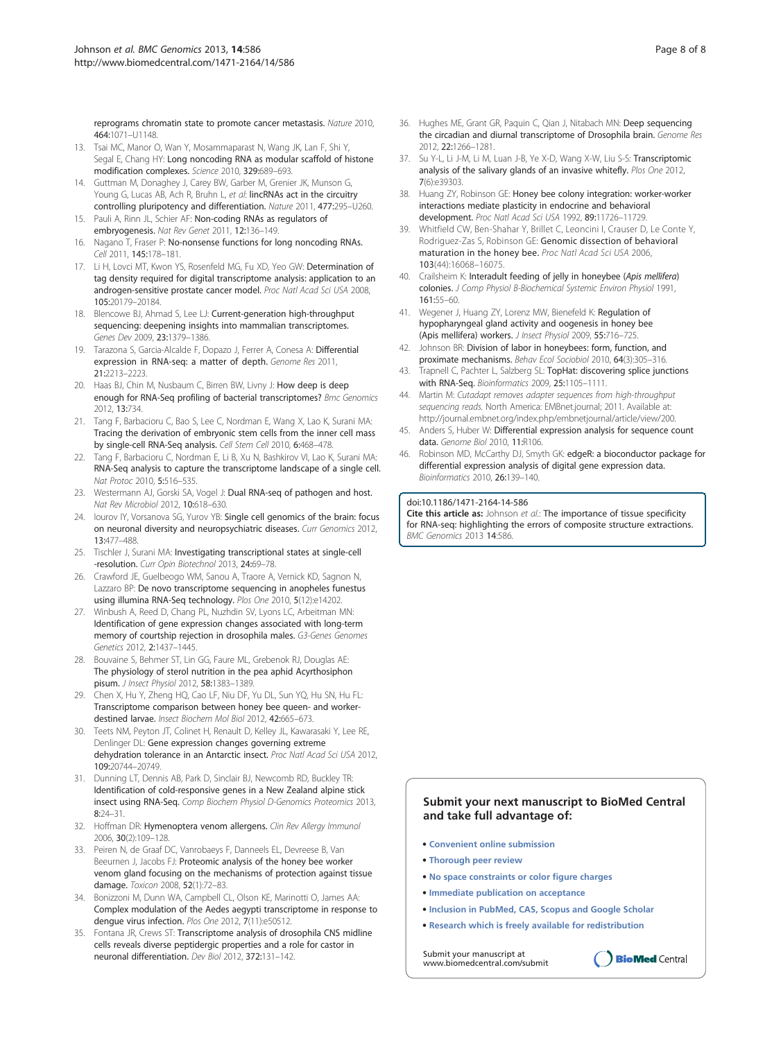reprograms chromatin state to promote cancer metastasis. *Nature* 2010, **464**:1071–U1148.

13. Tsai MC, Manor O, Wan Y, Mosammaparast N, Wang JK, Lan F, Shi Y, Segal E, Chang HY: **Long noncoding RNA as modular scaffold of histone modification complexes.** *Science* 2010, **329**:689–693.
14. Guttman M, Donaghey J, Carey BW, Garber M, Grenier JK, Munson G, Young G, Lucas AB, Ach R, Bruhn L, *et al*: **lincRNAs act in the circuitry controlling pluripotency and differentiation.** *Nature* 2011, **477**:295–U260.
15. Pauli A, Rinn JL, Schier AF: **Non-coding RNAs as regulators of embryogenesis.** *Nat Rev Genet* 2011, **12**:136–149.
16. Nagano T, Fraser P: **No-nonsense functions for long noncoding RNAs.** *Cell* 2011, **145**:178–181.
17. Li H, Lovci MT, Kwon YS, Rosenfeld MG, Fu XD, Yeo GW: **Determination of tag density required for digital transcriptome analysis: application to an androgen-sensitive prostate cancer model.** *Proc Natl Acad Sci USA* 2008, **105**:20179–20184.
18. Blencowe BJ, Ahmad S, Lee LJ: **Current-generation high-throughput sequencing: deepening insights into mammalian transcriptomes.** *Genes Dev* 2009, **23**:1379–1386.
19. Tarazona S, Garcia-Alcalde F, Dopazo J, Ferrer A, Conesa A: **Differential expression in RNA-seq: a matter of depth.** *Genome Res* 2011, **21**:2213–2223.
20. Haas BJ, Chin M, Nusbaum C, Birren BW, Livny J: **How deep is deep enough for RNA-Seq profiling of bacterial transcriptomes?** *Bmc Genomics* 2012, **13**:734.
21. Tang F, Barbacioru C, Bao S, Lee C, Nordman E, Wang X, Lao K, Surani MA: **Tracing the derivation of embryonic stem cells from the inner cell mass by single-cell RNA-Seq analysis.** *Cell Stem Cell* 2010, **6**:468–478.
22. Tang F, Barbacioru C, Nordman E, Li B, Xu N, Bashkirov VI, Lao K, Surani MA: **RNA-Seq analysis to capture the transcriptome landscape of a single cell.** *Nat Protoc* 2010, **5**:516–535.
23. Westermann AJ, Gorski SA, Vogel J: **Dual RNA-seq of pathogen and host.** *Nat Rev Microbiol* 2012, **10**:618–630.
24. Iourov IY, Vorsanova SG, Yurov YB: **Single cell genomics of the brain: focus on neuronal diversity and neuropsychiatric diseases.** *Curr Genomics* 2012, **13**:477–488.
25. Tischler J, Surani MA: **Investigating transcriptional states at single-cell -resolution.** *Curr Opin Biotechnol* 2013, **24**:69–78.
26. Crawford JE, Guelbeogo WM, Sanou A, Traore A, Vernick KD, Sagnon N, Lazzaro BP: **De novo transcriptome sequencing in anopheles funestus using illumina RNA-Seq technology.** *Plos One* 2010, **5**(12):e14202.
27. Winbush A, Reed D, Chang PL, Nuzhdin SV, Lyons LC, Arbeitman MN: **Identification of gene expression changes associated with long-term memory of courtship rejection in drosophila males.** *G3-Genes Genomes Genetics* 2012, **2**:1437–1445.
28. Bouvaine S, Behmer ST, Lin GG, Faure ML, Grebenok RJ, Douglas AE: **The physiology of sterol nutrition in the pea aphid Acyrthosiphon pisum.** *J Insect Physiol* 2012, **58**:1383–1389.
29. Chen X, Hu Y, Zheng HQ, Cao LF, Niu DF, Yu DL, Sun YQ, Hu SN, Hu FL: **Transcriptome comparison between honey bee queen- and worker-destined larvae.** *Insect Biochem Mol Biol* 2012, **42**:665–673.
30. Teets NM, Peyton JT, Colinet H, Renault D, Kelley JL, Kawarasaki Y, Lee RE, Denlinger DL: **Gene expression changes governing extreme dehydration tolerance in an Antarctic insect.** *Proc Natl Acad Sci USA* 2012, **109**:20744–20749.
31. Dunning LT, Dennis AB, Park D, Sinclair BJ, Newcomb RD, Buckley TR: **Identification of cold-responsive genes in a New Zealand alpine stick insect using RNA-Seq.** *Comp Biochem Physiol D-Genomics Proteomics* 2013, **8**:24–31.
32. Hoffman DR: **Hymenoptera venom allergens.** *Clin Rev Allergy Immunol* 2006, **30**(2):109–128.
33. Peiren N, de Graaf DC, Vanrobaeys F, Danneels EL, Devreese B, Van Beeurnen J, Jacobs FJ: **Proteomic analysis of the honey bee worker venom gland focusing on the mechanisms of protection against tissue damage.** *Toxicon* 2008, **52**(1):72–83.
34. Bonizzoni M, Dunn WA, Campbell CL, Olson KE, Marinotti O, James AA: **Complex modulation of the Aedes aegypti transcriptome in response to dengue virus infection.** *Plos One* 2012, **7**(11):e50512.
35. Fontana JR, Crews ST: **Transcriptome analysis of drosophila CNS midline cells reveals diverse peptidergic properties and a role for castor in neuronal differentiation.** *Dev Biol* 2012, **372**:131–142.
36. Hughes ME, Grant GR, Paquin C, Qian J, Nitabach MN: **Deep sequencing the circadian and diurnal transcriptome of Drosophila brain.** *Genome Res* 2012, **22**:1266–1281.
37. Su Y-L, Li J-M, Li M, Luan J-B, Ye X-D, Wang X-W, Liu S-S: **Transcriptomic analysis of the salivary glands of an invasive whitefly.** *Plos One* 2012, **7**(6):e39303.
38. Huang ZY, Robinson GE: **Honey bee colony integration: worker-worker interactions mediate plasticity in endocrine and behavioral development.** *Proc Natl Acad Sci USA* 1992, **89**:11726–11729.
39. Whitfield CW, Ben-Shahar Y, Brillet C, Leoncini I, Crauser D, Le Conte Y, Rodriguez-Zas S, Robinson GE: **Genomic dissection of behavioral maturation in the honey bee.** *Proc Natl Acad Sci USA* 2006, **103**(44):16068–16075.
40. Crailsheim K: **Interadult feeding of jelly in honeybee (*Apis mellifera*) colonies.** *J Comp Physiol B-Biochemical Systemic Environ Physiol* 1991, **161**:55–60.
41. Wegener J, Huang ZY, Lorenz MW, Bienefeld K: **Regulation of hypopharyngeal gland activity and oogenesis in honey bee (Apis mellifera) workers.** *J Insect Physiol* 2009, **55**:716–725.
42. Johnson BR: **Division of labor in honeybees: form, function, and proximate mechanisms.** *Behav Ecol Sociobiol* 2010, **64**(3):305–316.
43. Trapnell C, Pachter L, Salzberg SL: **TopHat: discovering splice junctions with RNA-Seq.** *Bioinformatics* 2009, **25**:1105–1111.
44. Martin M: *Cutadapt removes adapter sequences from high-throughput sequencing reads.* North America: EMBnet.journal; 2011. Available at: http://journal.embnet.org/index.php/embnetjournal/article/view/200.
45. Anders S, Huber W: **Differential expression analysis for sequence count data.** *Genome Biol* 2010, **11**:R106.
46. Robinson MD, McCarthy DJ, Smyth GK: **edgeR: a bioconductor package for differential expression analysis of digital gene expression data.** *Bioinformatics* 2010, **26**:139–140.

doi:10.1186/1471-2164-14-586

**Cite this article as:** Johnson *et al.*: The importance of tissue specificity for RNA-seq: highlighting the errors of composite structure extractions. *BMC Genomics* 2013 **14**:586.

**Submit your next manuscript to BioMed Central and take full advantage of:**

- Convenient online submission
- Thorough peer review
- No space constraints or color figure charges
- Immediate publication on acceptance
- Inclusion in PubMed, CAS, Scopus and Google Scholar
- Research which is freely available for redistribution

Submit your manuscript at www.biomedcentral.com/submit

BioMed Central